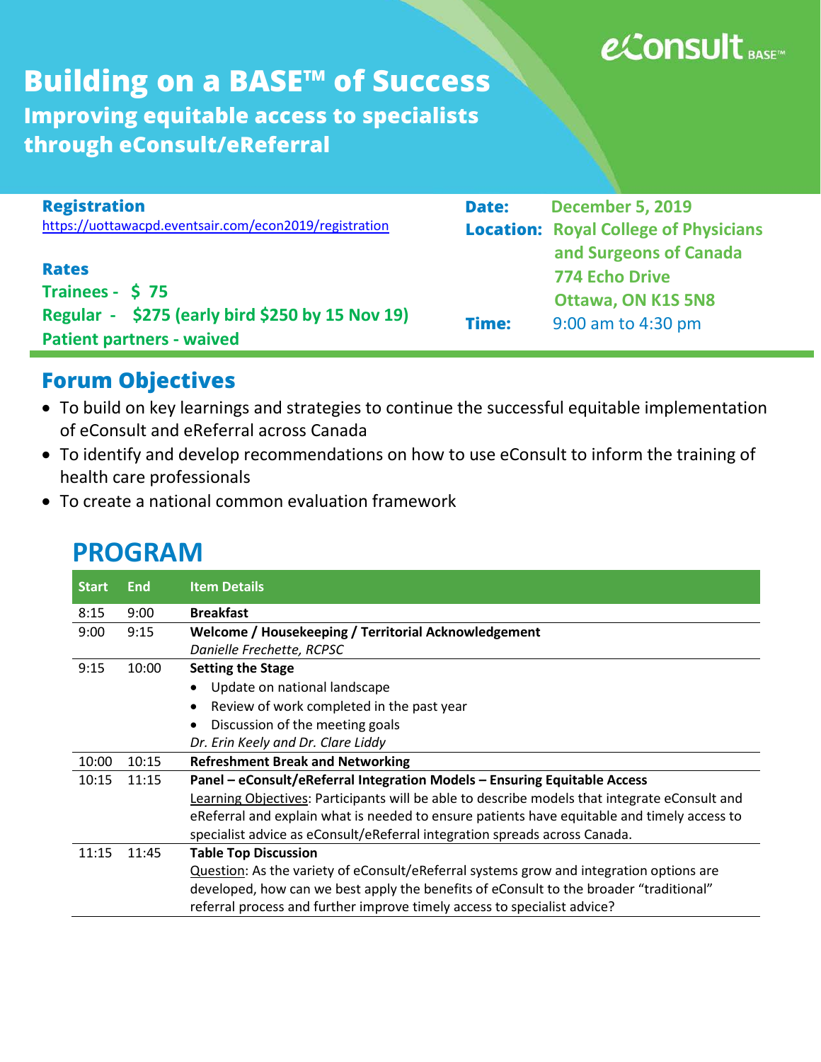eConsult BASE™

# Building on a BASE™ of Success

## Improving equitable access to specialists through eConsult/eReferral

**Registration**
https://uottawacpd.eventsair.com/econ2019/registration

**Rates**
**Trainees - $ 75**
**Regular - $275 (early bird $250 by 15 Nov 19)**
**Patient partners - waived**

**Date:** December 5, 2019
**Location:** Royal College of Physicians and Surgeons of Canada
774 Echo Drive
Ottawa, ON K1S 5N8
**Time:** 9:00 am to 4:30 pm

## Forum Objectives

- To build on key learnings and strategies to continue the successful equitable implementation of eConsult and eReferral across Canada
- To identify and develop recommendations on how to use eConsult to inform the training of health care professionals
- To create a national common evaluation framework

# PROGRAM

| Start | End | Item Details |
|---|---|---|
| 8:15 | 9:00 | **Breakfast** |
| 9:00 | 9:15 | **Welcome / Housekeeping / Territorial Acknowledgement**<br>*Danielle Frechette, RCPSC* |
| 9:15 | 10:00 | **Setting the Stage**<br>• Update on national landscape<br>• Review of work completed in the past year<br>• Discussion of the meeting goals<br>*Dr. Erin Keely and Dr. Clare Liddy* |
| 10:00 | 10:15 | **Refreshment Break and Networking** |
| 10:15 | 11:15 | **Panel – eConsult/eReferral Integration Models – Ensuring Equitable Access**<br>Learning Objectives: Participants will be able to describe models that integrate eConsult and eReferral and explain what is needed to ensure patients have equitable and timely access to specialist advice as eConsult/eReferral integration spreads across Canada. |
| 11:15 | 11:45 | **Table Top Discussion**<br>Question: As the variety of eConsult/eReferral systems grow and integration options are developed, how can we best apply the benefits of eConsult to the broader "traditional" referral process and further improve timely access to specialist advice? |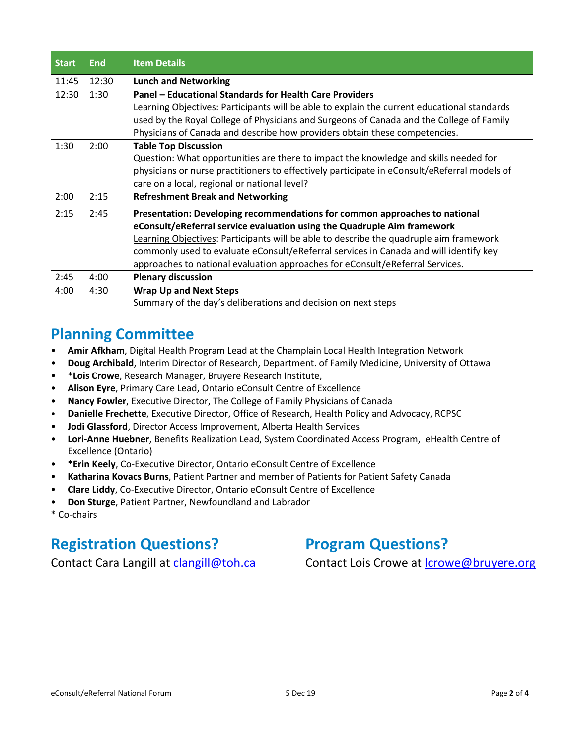| Start | End | Item Details |
|---|---|---|
| 11:45 | 12:30 | **Lunch and Networking** |
| 12:30 | 1:30 | **Panel – Educational Standards for Health Care Providers**<br>Learning Objectives: Participants will be able to explain the current educational standards used by the Royal College of Physicians and Surgeons of Canada and the College of Family Physicians of Canada and describe how providers obtain these competencies. |
| 1:30 | 2:00 | **Table Top Discussion**<br>Question: What opportunities are there to impact the knowledge and skills needed for physicians or nurse practitioners to effectively participate in eConsult/eReferral models of care on a local, regional or national level? |
| 2:00 | 2:15 | **Refreshment Break and Networking** |
| 2:15 | 2:45 | **Presentation: Developing recommendations for common approaches to national eConsult/eReferral service evaluation using the Quadruple Aim framework**<br>Learning Objectives: Participants will be able to describe the quadruple aim framework commonly used to evaluate eConsult/eReferral services in Canada and will identify key approaches to national evaluation approaches for eConsult/eReferral Services. |
| 2:45 | 4:00 | **Plenary discussion** |
| 4:00 | 4:30 | **Wrap Up and Next Steps**<br>Summary of the day's deliberations and decision on next steps |

## Planning Committee

- **Amir Afkham**, Digital Health Program Lead at the Champlain Local Health Integration Network
- **Doug Archibald**, Interim Director of Research, Department. of Family Medicine, University of Ottawa
- ***Lois Crowe**, Research Manager, Bruyere Research Institute,
- **Alison Eyre**, Primary Care Lead, Ontario eConsult Centre of Excellence
- **Nancy Fowler**, Executive Director, The College of Family Physicians of Canada
- **Danielle Frechette**, Executive Director, Office of Research, Health Policy and Advocacy, RCPSC
- **Jodi Glassford**, Director Access Improvement, Alberta Health Services
- **Lori-Anne Huebner**, Benefits Realization Lead, System Coordinated Access Program, eHealth Centre of Excellence (Ontario)
- ***Erin Keely**, Co-Executive Director, Ontario eConsult Centre of Excellence
- **Katharina Kovacs Burns**, Patient Partner and member of Patients for Patient Safety Canada
- **Clare Liddy**, Co-Executive Director, Ontario eConsult Centre of Excellence
- **Don Sturge**, Patient Partner, Newfoundland and Labrador

\* Co-chairs

## Registration Questions?

Contact Cara Langill at clangill@toh.ca

## Program Questions?

Contact Lois Crowe at lcrowe@bruyere.org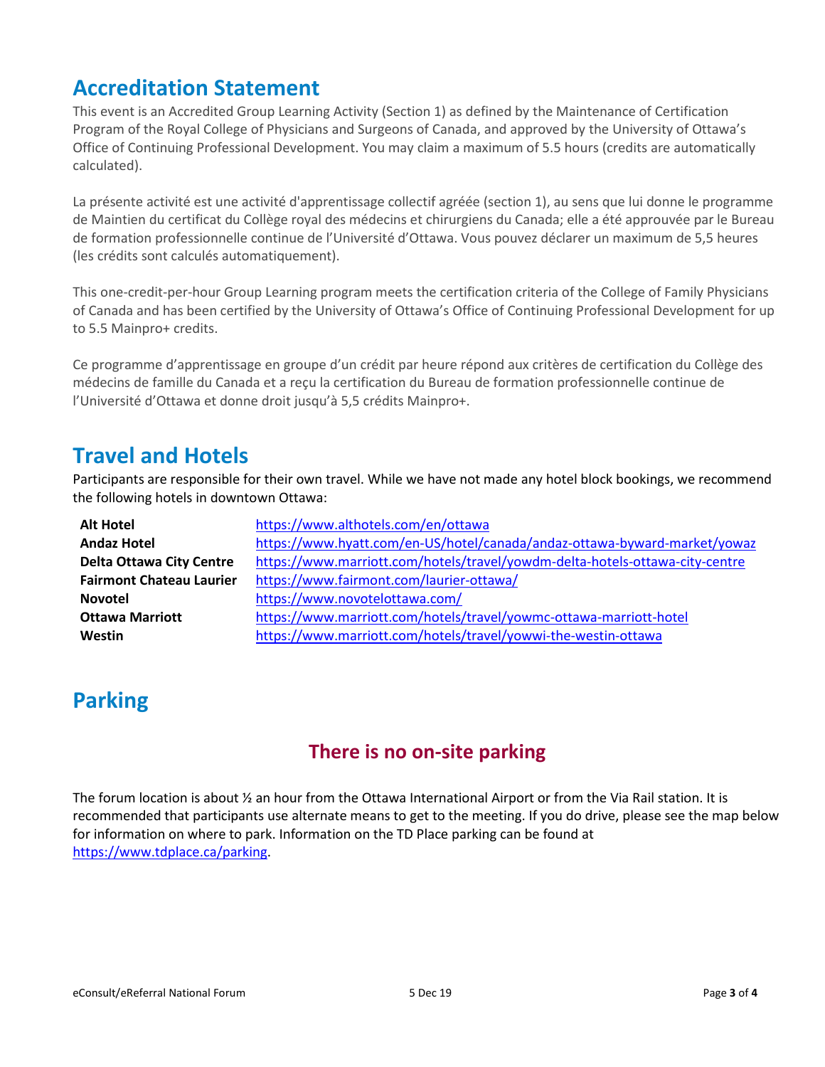## Accreditation Statement

This event is an Accredited Group Learning Activity (Section 1) as defined by the Maintenance of Certification Program of the Royal College of Physicians and Surgeons of Canada, and approved by the University of Ottawa's Office of Continuing Professional Development. You may claim a maximum of 5.5 hours (credits are automatically calculated).

La présente activité est une activité d'apprentissage collectif agréée (section 1), au sens que lui donne le programme de Maintien du certificat du Collège royal des médecins et chirurgiens du Canada; elle a été approuvée par le Bureau de formation professionnelle continue de l'Université d'Ottawa. Vous pouvez déclarer un maximum de 5,5 heures (les crédits sont calculés automatiquement).

This one-credit-per-hour Group Learning program meets the certification criteria of the College of Family Physicians of Canada and has been certified by the University of Ottawa's Office of Continuing Professional Development for up to 5.5 Mainpro+ credits.

Ce programme d'apprentissage en groupe d'un crédit par heure répond aux critères de certification du Collège des médecins de famille du Canada et a reçu la certification du Bureau de formation professionnelle continue de l'Université d'Ottawa et donne droit jusqu'à 5,5 crédits Mainpro+.

## Travel and Hotels

Participants are responsible for their own travel. While we have not made any hotel block bookings, we recommend the following hotels in downtown Ottawa:

| | |
|---|---|
| **Alt Hotel** | https://www.althotels.com/en/ottawa |
| **Andaz Hotel** | https://www.hyatt.com/en-US/hotel/canada/andaz-ottawa-byward-market/yowaz |
| **Delta Ottawa City Centre** | https://www.marriott.com/hotels/travel/yowdm-delta-hotels-ottawa-city-centre |
| **Fairmont Chateau Laurier** | https://www.fairmont.com/laurier-ottawa/ |
| **Novotel** | https://www.novotelottawa.com/ |
| **Ottawa Marriott** | https://www.marriott.com/hotels/travel/yowmc-ottawa-marriott-hotel |
| **Westin** | https://www.marriott.com/hotels/travel/yowwi-the-westin-ottawa |

## Parking

### There is no on-site parking

The forum location is about ½ an hour from the Ottawa International Airport or from the Via Rail station. It is recommended that participants use alternate means to get to the meeting. If you do drive, please see the map below for information on where to park. Information on the TD Place parking can be found at https://www.tdplace.ca/parking.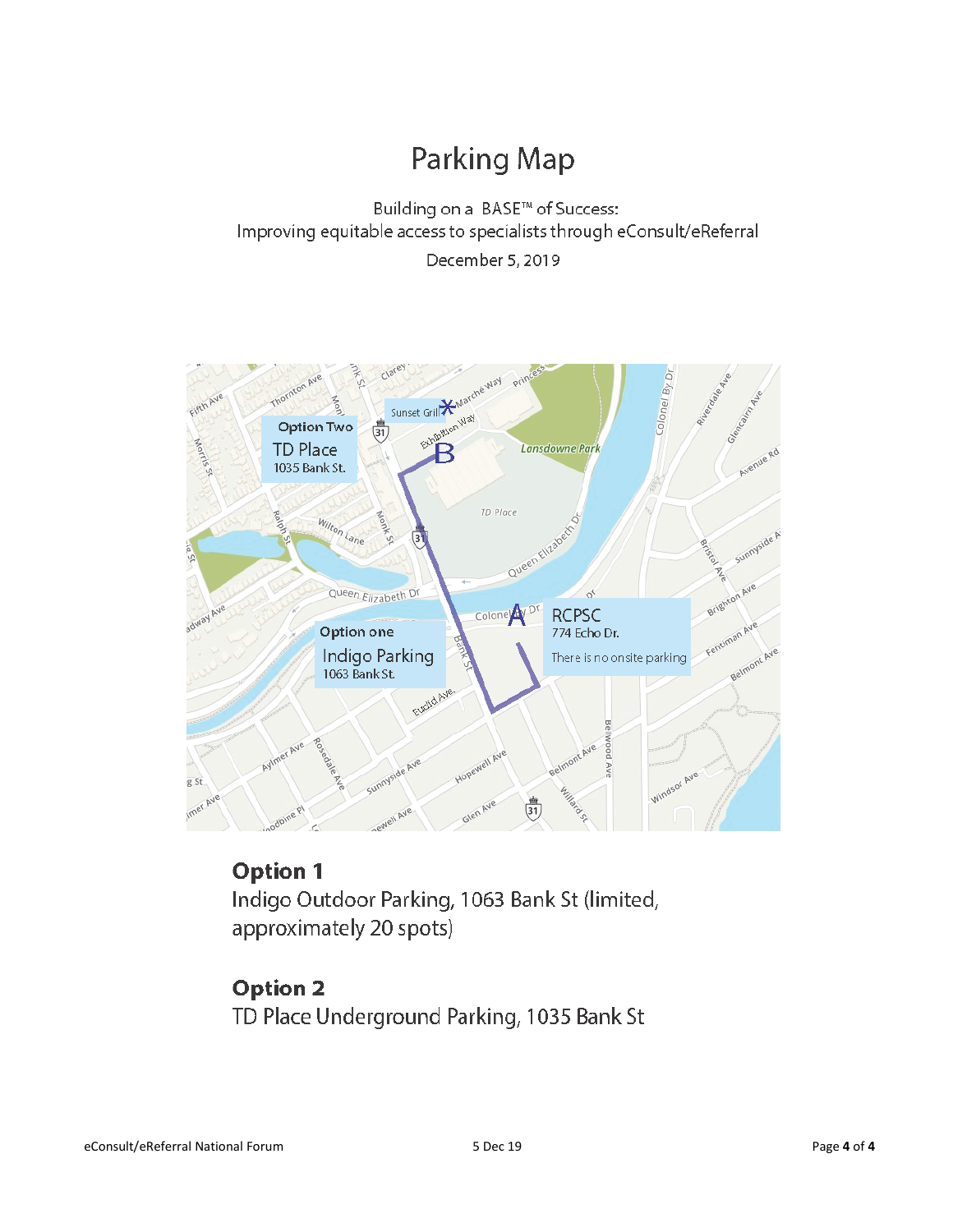# Parking Map

Building on a BASE™ of Success:
Improving equitable access to specialists through eConsult/eReferral

December 5, 2019

Option Two
TD Place
1035 Bank St.

Sunset Grill

B

Option one
Indigo Parking
1063 Bank St.

A

RCPSC
774 Echo Dr.
There is no onsite parking

## Option 1

Indigo Outdoor Parking, 1063 Bank St (limited, approximately 20 spots)

## Option 2

TD Place Underground Parking, 1035 Bank St